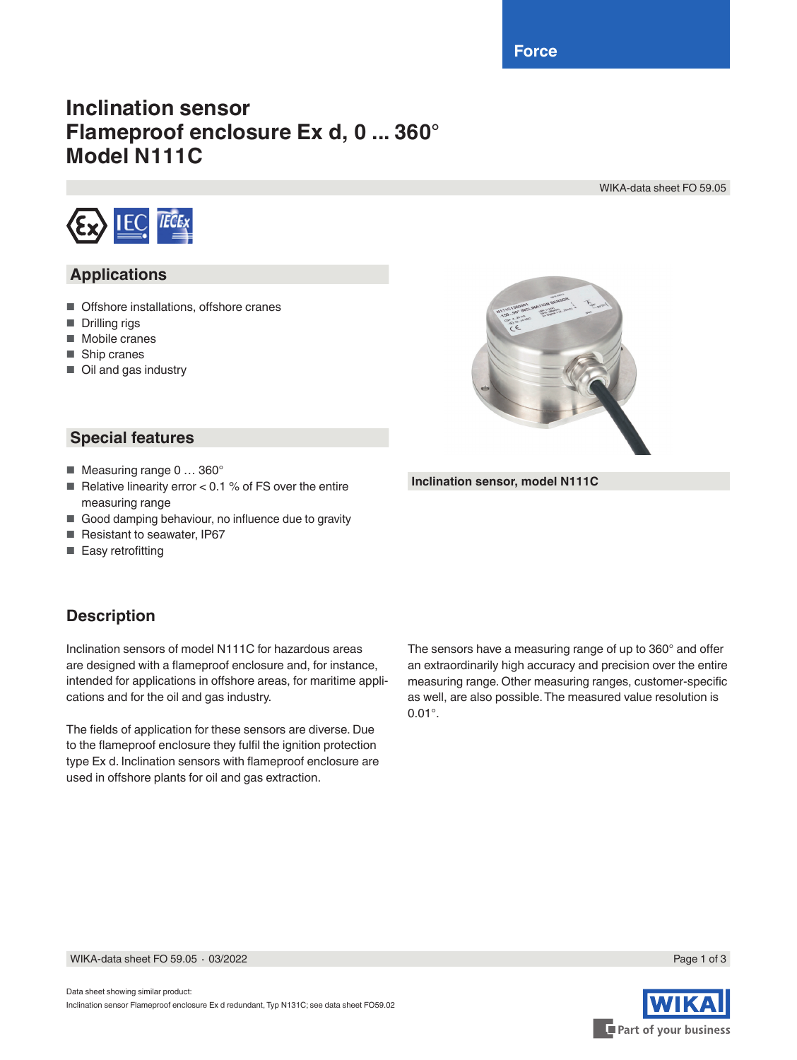# Inclination sensor
# Flameproof enclosure Ex d, 0 ... 360°
# Model N111C

## Applications

- Offshore installations, offshore cranes
- Drilling rigs
- Mobile cranes
- Ship cranes
- Oil and gas industry

## Special features

- Measuring range 0 … 360°
- Relative linearity error < 0.1 % of FS over the entire measuring range
- Good damping behaviour, no influence due to gravity
- Resistant to seawater, IP67
- Easy retrofitting

Inclination sensor, model N111C

## Description

Inclination sensors of model N111C for hazardous areas are designed with a flameproof enclosure and, for instance, intended for applications in offshore areas, for maritime applications and for the oil and gas industry.

The fields of application for these sensors are diverse. Due to the flameproof enclosure they fulfil the ignition protection type Ex d. Inclination sensors with flameproof enclosure are used in offshore plants for oil and gas extraction.

The sensors have a measuring range of up to 360° and offer an extraordinarily high accuracy and precision over the entire measuring range. Other measuring ranges, customer-specific as well, are also possible. The measured value resolution is 0.01°.

Data sheet showing similar product:
Inclination sensor Flameproof enclosure Ex d redundant, Typ N131C; see data sheet FO59.02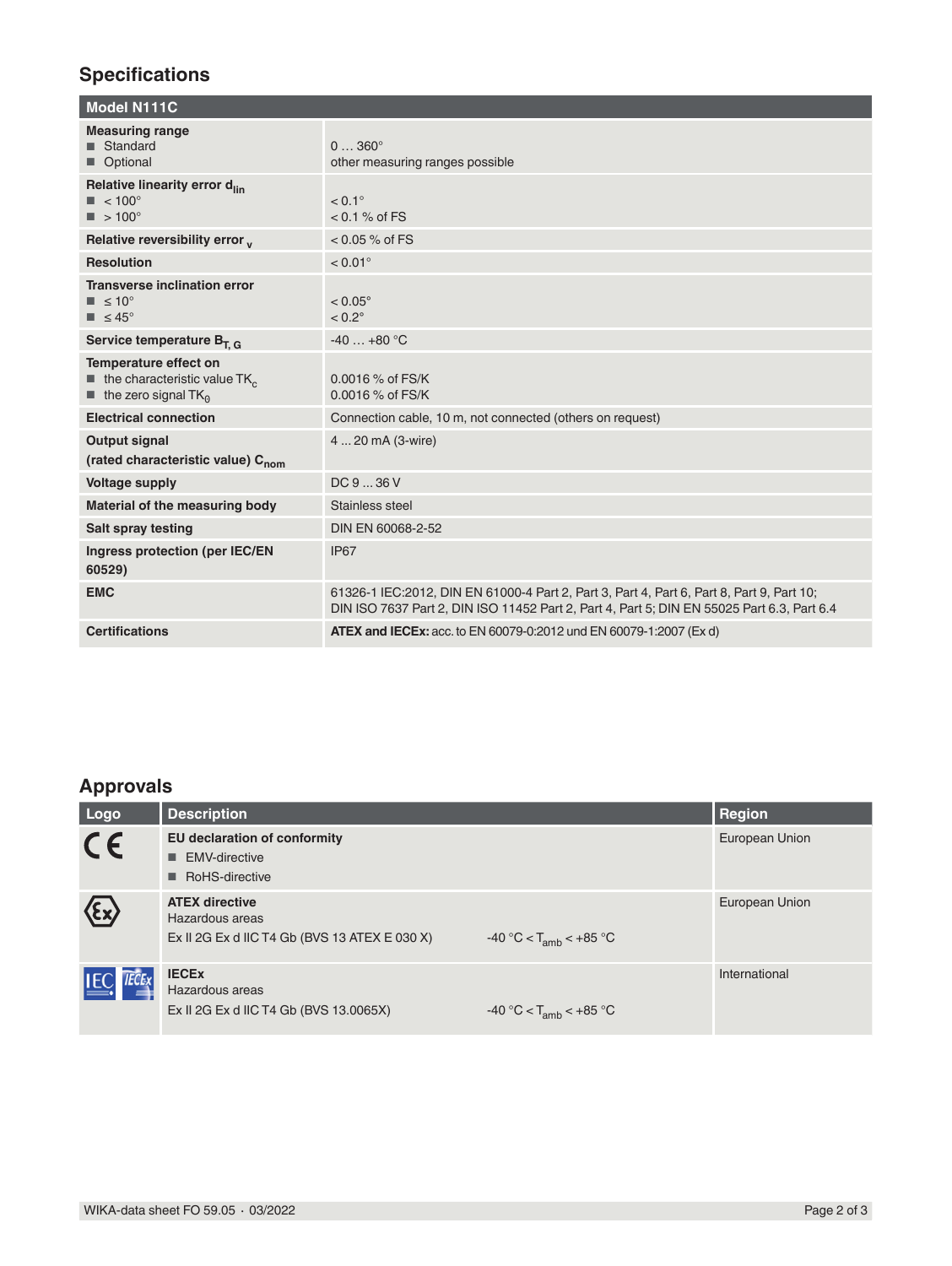## Specifications

| Model N111C | |
|---|---|
| **Measuring range**<br>■ Standard<br>■ Optional | <br>0 … 360°<br>other measuring ranges possible |
| **Relative linearity error $d_{lin}$**<br>■ < 100°<br>■ > 100° | <br>< 0.1°<br>< 0.1 % of FS |
| **Relative reversibility error $_v$** | < 0.05 % of FS |
| **Resolution** | < 0.01° |
| **Transverse inclination error**<br>■ ≤ 10°<br>■ ≤ 45° | <br>< 0.05°<br>< 0.2° |
| **Service temperature $B_{T, G}$** | -40 … +80 °C |
| **Temperature effect on**<br>■ the characteristic value $TK_c$<br>■ the zero signal $TK_0$ | <br>0.0016 % of FS/K<br>0.0016 % of FS/K |
| **Electrical connection** | Connection cable, 10 m, not connected (others on request) |
| **Output signal**<br>**(rated characteristic value) $C_{nom}$** | 4 ... 20 mA (3-wire) |
| **Voltage supply** | DC 9 ... 36 V |
| **Material of the measuring body** | Stainless steel |
| **Salt spray testing** | DIN EN 60068-2-52 |
| **Ingress protection (per IEC/EN 60529)** | IP67 |
| **EMC** | 61326-1 IEC:2012, DIN EN 61000-4 Part 2, Part 3, Part 4, Part 6, Part 8, Part 9, Part 10; DIN ISO 7637 Part 2, DIN ISO 11452 Part 2, Part 4, Part 5; DIN EN 55025 Part 6.3, Part 6.4 |
| **Certifications** | **ATEX and IECEx:** acc. to EN 60079-0:2012 und EN 60079-1:2007 (Ex d) |

## Approvals

| Logo | Description | | Region |
|---|---|---|---|
| CE | **EU declaration of conformity**<br>■ EMV-directive<br>■ RoHS-directive | | European Union |
| Ex | **ATEX directive**<br>Hazardous areas<br>Ex II 2G Ex d IIC T4 Gb (BVS 13 ATEX E 030 X) | -40 °C < $T_{amb}$ < +85 °C | European Union |
| IEC IECEx | **IECEx**<br>Hazardous areas<br>Ex II 2G Ex d IIC T4 Gb (BVS 13.0065X) | -40 °C < $T_{amb}$ < +85 °C | International |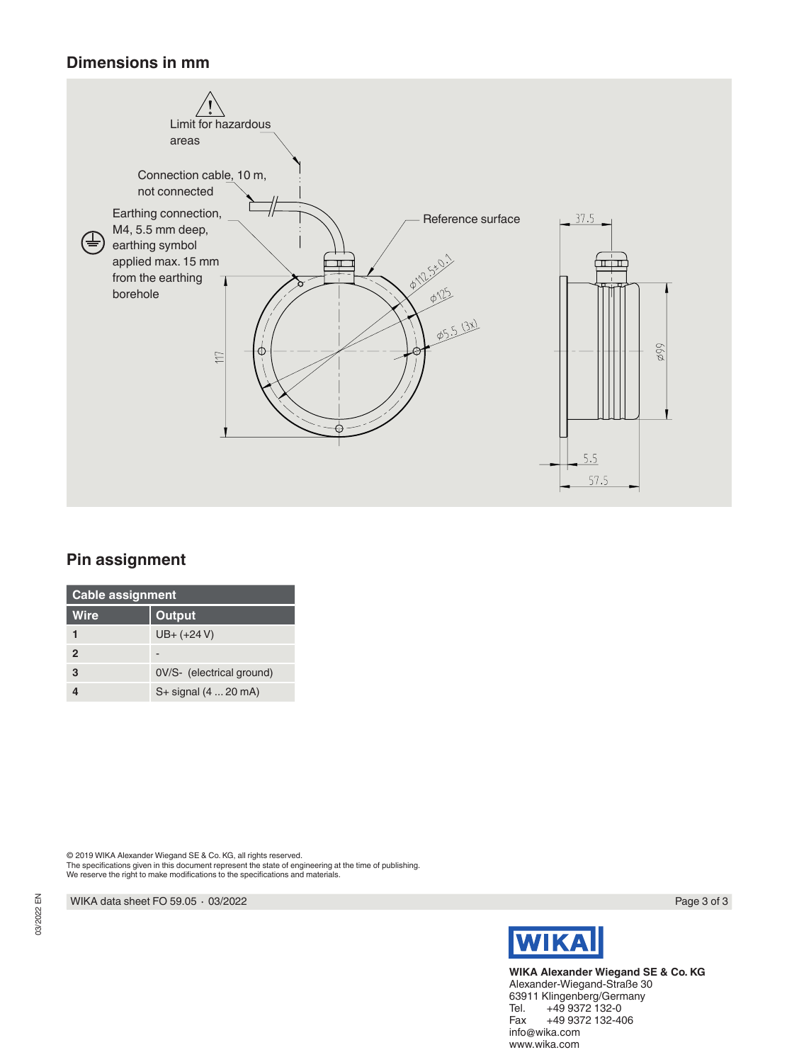## Dimensions in mm

Limit for hazardous areas

Connection cable, 10 m, not connected

Earthing connection, M4, 5.5 mm deep, earthing symbol applied max. 15 mm from the earthing borehole

Reference surface

ø112.5±0.1

ø125

ø5.5 (3x)

117

37.5

ø99

5.5

57.5

## Pin assignment

| Cable assignment | |
|---|---|
| **Wire** | **Output** |
| 1 | UB+ (+24 V) |
| 2 | - |
| 3 | 0V/S- (electrical ground) |
| 4 | S+ signal (4 ... 20 mA) |

© 2019 WIKA Alexander Wiegand SE & Co. KG, all rights reserved.
The specifications given in this document represent the state of engineering at the time of publishing.
We reserve the right to make modifications to the specifications and materials.

WIKA data sheet FO 59.05 · 03/2022

**WIKA Alexander Wiegand SE & Co. KG**
Alexander-Wiegand-Straße 30
63911 Klingenberg/Germany
Tel. +49 9372 132-0
Fax +49 9372 132-406
info@wika.com
www.wika.com